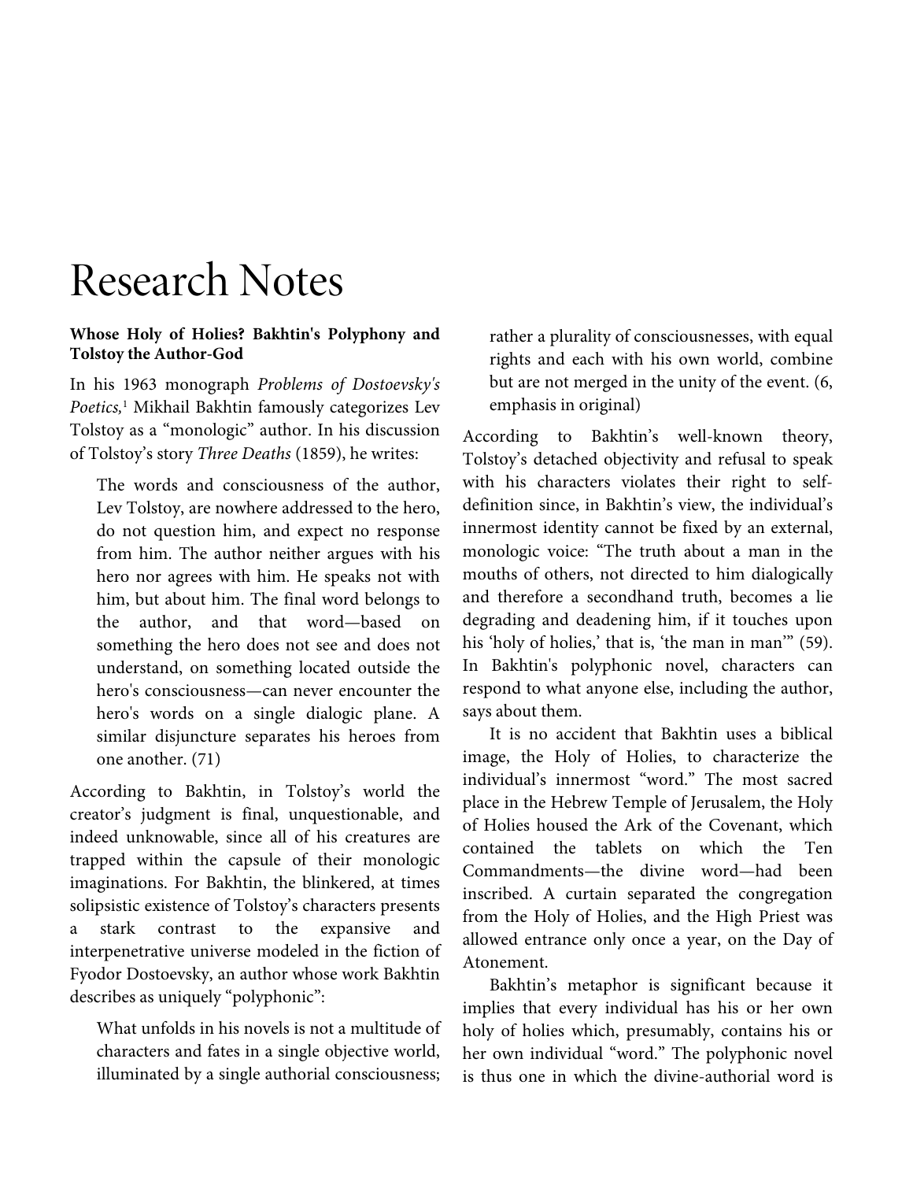# Research Notes

## Whose Holy of Holies? Bakhtin's Polyphony and Tolstoy the Author-God

In his 1963 monograph *Problems of Dostoevsky's Poetics,*[1] Mikhail Bakhtin famously categorizes Lev Tolstoy as a "monologic" author. In his discussion of Tolstoy's story *Three Deaths* (1859), he writes:

> The words and consciousness of the author, Lev Tolstoy, are nowhere addressed to the hero, do not question him, and expect no response from him. The author neither argues with his hero nor agrees with him. He speaks not with him, but about him. The final word belongs to the author, and that word—based on something the hero does not see and does not understand, on something located outside the hero's consciousness—can never encounter the hero's words on a single dialogic plane. A similar disjuncture separates his heroes from one another. (71)

According to Bakhtin, in Tolstoy's world the creator's judgment is final, unquestionable, and indeed unknowable, since all of his creatures are trapped within the capsule of their monologic imaginations. For Bakhtin, the blinkered, at times solipsistic existence of Tolstoy's characters presents a stark contrast to the expansive and interpenetrative universe modeled in the fiction of Fyodor Dostoevsky, an author whose work Bakhtin describes as uniquely "polyphonic":

> What unfolds in his novels is not a multitude of characters and fates in a single objective world, illuminated by a single authorial consciousness; rather a plurality of consciousnesses, with equal rights and each with his own world, combine but are not merged in the unity of the event. (6, emphasis in original)

According to Bakhtin's well-known theory, Tolstoy's detached objectivity and refusal to speak with his characters violates their right to self-definition since, in Bakhtin's view, the individual's innermost identity cannot be fixed by an external, monologic voice: "The truth about a man in the mouths of others, not directed to him dialogically and therefore a secondhand truth, becomes a lie degrading and deadening him, if it touches upon his 'holy of holies,' that is, 'the man in man'" (59). In Bakhtin's polyphonic novel, characters can respond to what anyone else, including the author, says about them.

It is no accident that Bakhtin uses a biblical image, the Holy of Holies, to characterize the individual's innermost "word." The most sacred place in the Hebrew Temple of Jerusalem, the Holy of Holies housed the Ark of the Covenant, which contained the tablets on which the Ten Commandments—the divine word—had been inscribed. A curtain separated the congregation from the Holy of Holies, and the High Priest was allowed entrance only once a year, on the Day of Atonement.

Bakhtin's metaphor is significant because it implies that every individual has his or her own holy of holies which, presumably, contains his or her own individual "word." The polyphonic novel is thus one in which the divine-authorial word is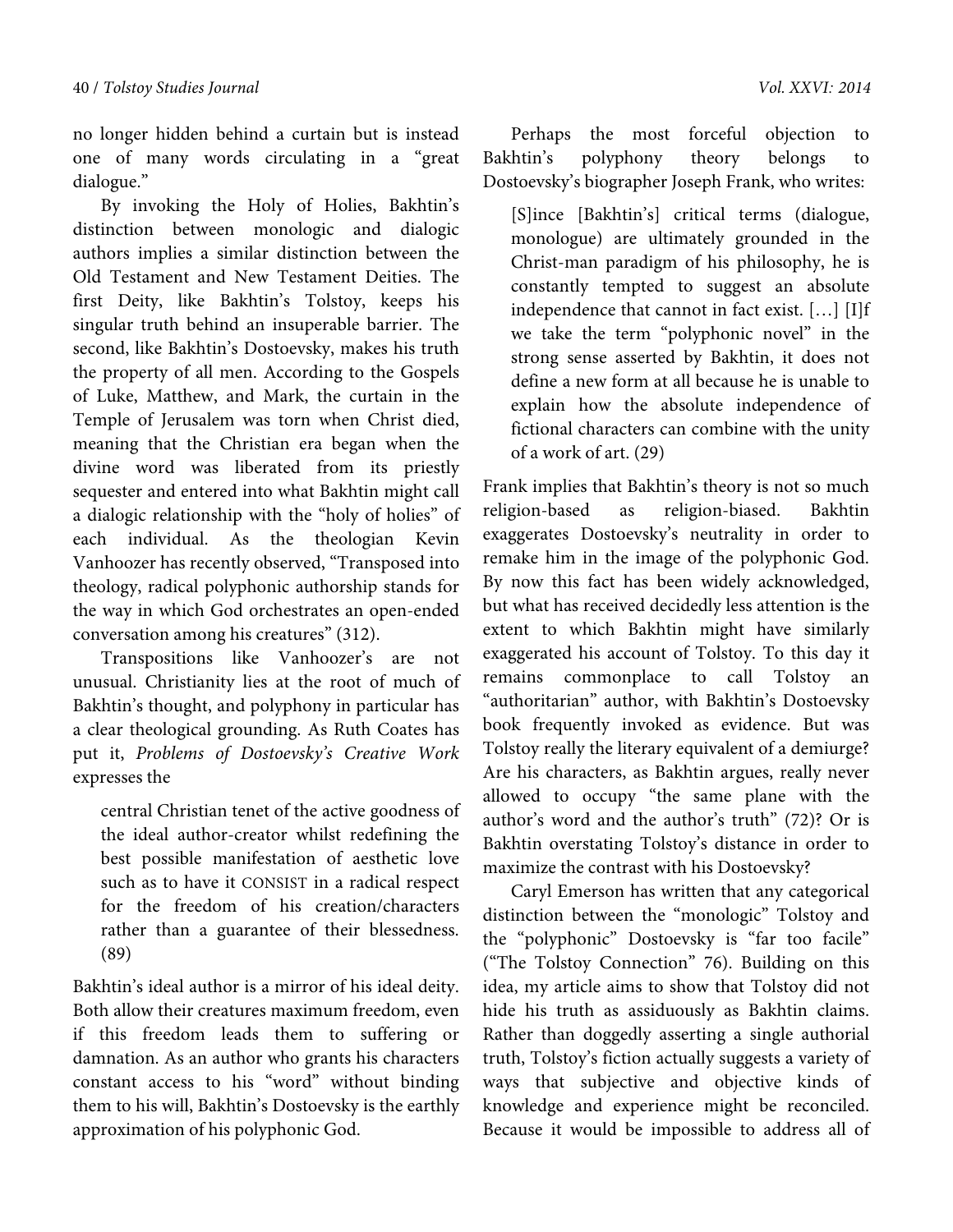no longer hidden behind a curtain but is instead one of many words circulating in a "great dialogue."

By invoking the Holy of Holies, Bakhtin's distinction between monologic and dialogic authors implies a similar distinction between the Old Testament and New Testament Deities. The first Deity, like Bakhtin's Tolstoy, keeps his singular truth behind an insuperable barrier. The second, like Bakhtin's Dostoevsky, makes his truth the property of all men. According to the Gospels of Luke, Matthew, and Mark, the curtain in the Temple of Jerusalem was torn when Christ died, meaning that the Christian era began when the divine word was liberated from its priestly sequester and entered into what Bakhtin might call a dialogic relationship with the "holy of holies" of each individual. As the theologian Kevin Vanhoozer has recently observed, "Transposed into theology, radical polyphonic authorship stands for the way in which God orchestrates an open-ended conversation among his creatures" (312).

Transpositions like Vanhoozer's are not unusual. Christianity lies at the root of much of Bakhtin's thought, and polyphony in particular has a clear theological grounding. As Ruth Coates has put it, *Problems of Dostoevsky's Creative Work* expresses the

> central Christian tenet of the active goodness of the ideal author-creator whilst redefining the best possible manifestation of aesthetic love such as to have it CONSIST in a radical respect for the freedom of his creation/characters rather than a guarantee of their blessedness. (89)

Bakhtin's ideal author is a mirror of his ideal deity. Both allow their creatures maximum freedom, even if this freedom leads them to suffering or damnation. As an author who grants his characters constant access to his "word" without binding them to his will, Bakhtin's Dostoevsky is the earthly approximation of his polyphonic God.

Perhaps the most forceful objection to Bakhtin's polyphony theory belongs to Dostoevsky's biographer Joseph Frank, who writes:

> [S]ince [Bakhtin's] critical terms (dialogue, monologue) are ultimately grounded in the Christ-man paradigm of his philosophy, he is constantly tempted to suggest an absolute independence that cannot in fact exist. […] [I]f we take the term "polyphonic novel" in the strong sense asserted by Bakhtin, it does not define a new form at all because he is unable to explain how the absolute independence of fictional characters can combine with the unity of a work of art. (29)

Frank implies that Bakhtin's theory is not so much religion-based as religion-biased. Bakhtin exaggerates Dostoevsky's neutrality in order to remake him in the image of the polyphonic God. By now this fact has been widely acknowledged, but what has received decidedly less attention is the extent to which Bakhtin might have similarly exaggerated his account of Tolstoy. To this day it remains commonplace to call Tolstoy an "authoritarian" author, with Bakhtin's Dostoevsky book frequently invoked as evidence. But was Tolstoy really the literary equivalent of a demiurge? Are his characters, as Bakhtin argues, really never allowed to occupy "the same plane with the author's word and the author's truth" (72)? Or is Bakhtin overstating Tolstoy's distance in order to maximize the contrast with his Dostoevsky?

Caryl Emerson has written that any categorical distinction between the "monologic" Tolstoy and the "polyphonic" Dostoevsky is "far too facile" ("The Tolstoy Connection" 76). Building on this idea, my article aims to show that Tolstoy did not hide his truth as assiduously as Bakhtin claims. Rather than doggedly asserting a single authorial truth, Tolstoy's fiction actually suggests a variety of ways that subjective and objective kinds of knowledge and experience might be reconciled. Because it would be impossible to address all of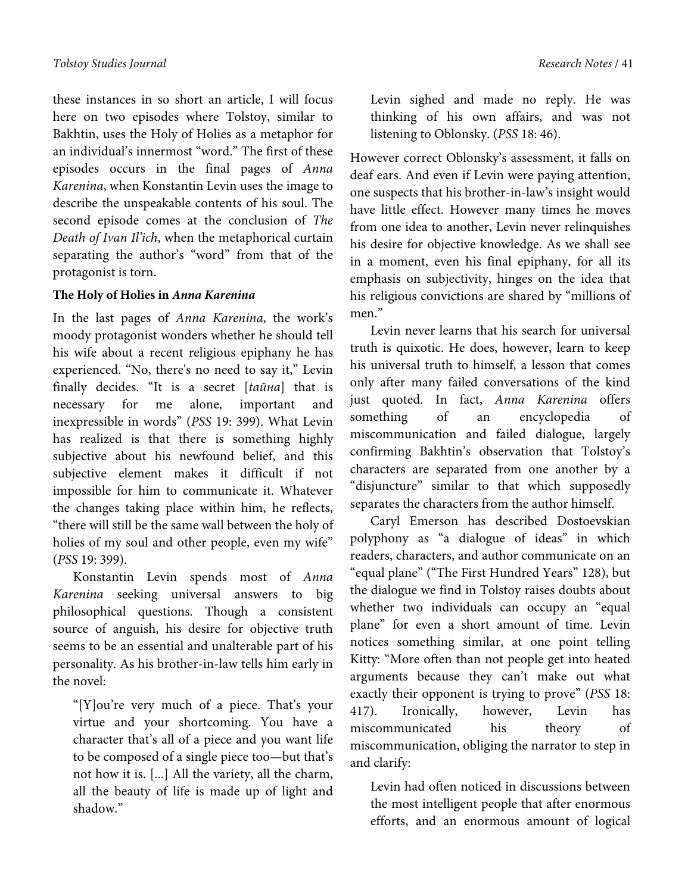these instances in so short an article, I will focus here on two episodes where Tolstoy, similar to Bakhtin, uses the Holy of Holies as a metaphor for an individual's innermost "word." The first of these episodes occurs in the final pages of *Anna Karenina*, when Konstantin Levin uses the image to describe the unspeakable contents of his soul. The second episode comes at the conclusion of *The Death of Ivan Il'ich*, when the metaphorical curtain separating the author's "word" from that of the protagonist is torn.

**The Holy of Holies in *Anna Karenina***

In the last pages of *Anna Karenina*, the work's moody protagonist wonders whether he should tell his wife about a recent religious epiphany he has experienced. "No, there's no need to say it," Levin finally decides. "It is a secret [*тайна*] that is necessary for me alone, important and inexpressible in words" (*PSS* 19: 399). What Levin has realized is that there is something highly subjective about his newfound belief, and this subjective element makes it difficult if not impossible for him to communicate it. Whatever the changes taking place within him, he reflects, "there will still be the same wall between the holy of holies of my soul and other people, even my wife" (*PSS* 19: 399).

Konstantin Levin spends most of *Anna Karenina* seeking universal answers to big philosophical questions. Though a consistent source of anguish, his desire for objective truth seems to be an essential and unalterable part of his personality. As his brother-in-law tells him early in the novel:

> "[Y]ou're very much of a piece. That's your virtue and your shortcoming. You have a character that's all of a piece and you want life to be composed of a single piece too—but that's not how it is. [...] All the variety, all the charm, all the beauty of life is made up of light and shadow."
>
> Levin sighed and made no reply. He was thinking of his own affairs, and was not listening to Oblonsky. (*PSS* 18: 46).

However correct Oblonsky's assessment, it falls on deaf ears. And even if Levin were paying attention, one suspects that his brother-in-law's insight would have little effect. However many times he moves from one idea to another, Levin never relinquishes his desire for objective knowledge. As we shall see in a moment, even his final epiphany, for all its emphasis on subjectivity, hinges on the idea that his religious convictions are shared by "millions of men."

Levin never learns that his search for universal truth is quixotic. He does, however, learn to keep his universal truth to himself, a lesson that comes only after many failed conversations of the kind just quoted. In fact, *Anna Karenina* offers something of an encyclopedia of miscommunication and failed dialogue, largely confirming Bakhtin's observation that Tolstoy's characters are separated from one another by a "disjuncture" similar to that which supposedly separates the characters from the author himself.

Caryl Emerson has described Dostoevskian polyphony as "a dialogue of ideas" in which readers, characters, and author communicate on an "equal plane" ("The First Hundred Years" 128), but the dialogue we find in Tolstoy raises doubts about whether two individuals can occupy an "equal plane" for even a short amount of time. Levin notices something similar, at one point telling Kitty: "More often than not people get into heated arguments because they can't make out what exactly their opponent is trying to prove" (*PSS* 18: 417). Ironically, however, Levin has miscommunicated his theory of miscommunication, obliging the narrator to step in and clarify:

> Levin had often noticed in discussions between the most intelligent people that after enormous efforts, and an enormous amount of logical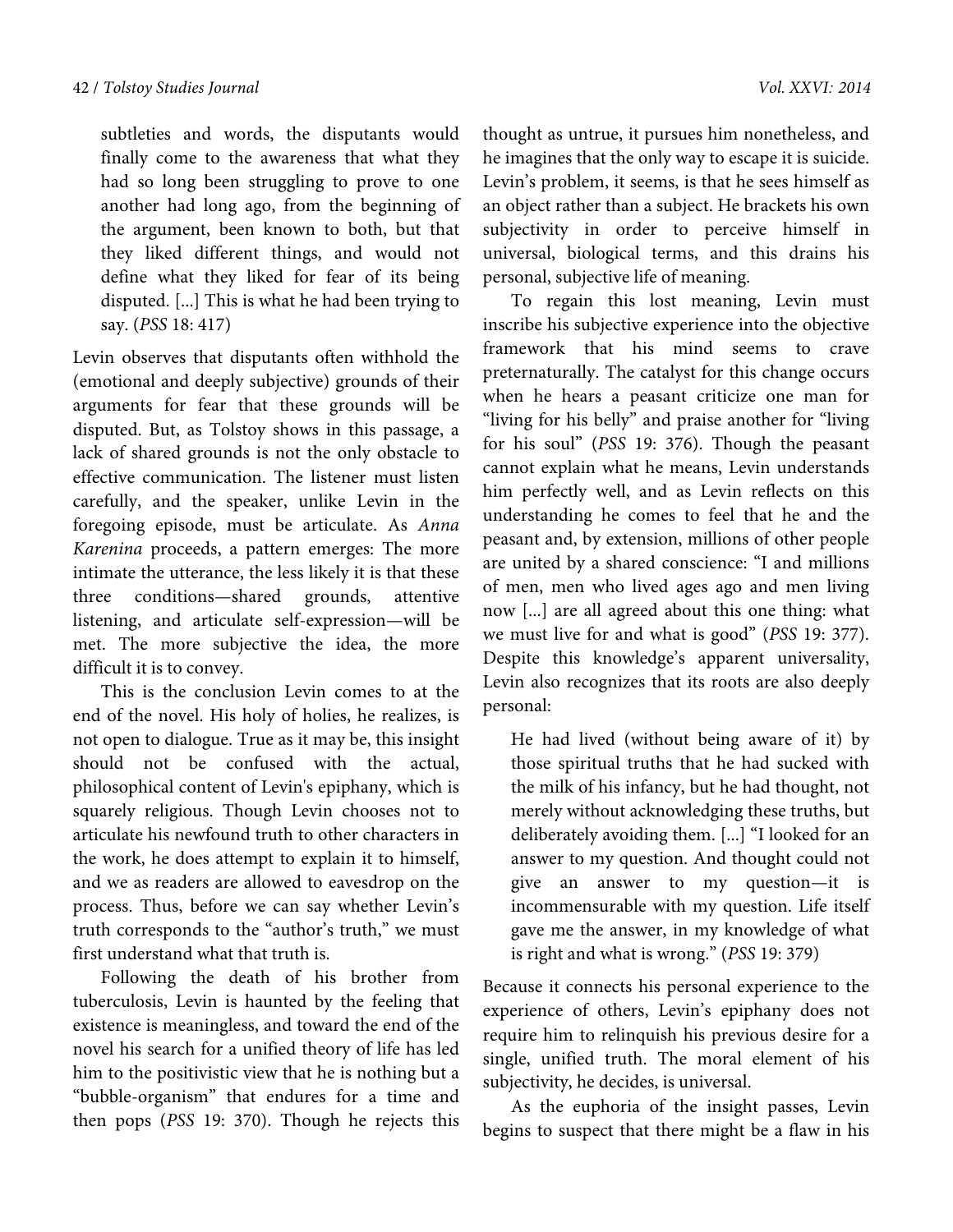> subtleties and words, the disputants would finally come to the awareness that what they had so long been struggling to prove to one another had long ago, from the beginning of the argument, been known to both, but that they liked different things, and would not define what they liked for fear of its being disputed. [...] This is what he had been trying to say. (*PSS* 18: 417)

Levin observes that disputants often withhold the (emotional and deeply subjective) grounds of their arguments for fear that these grounds will be disputed. But, as Tolstoy shows in this passage, a lack of shared grounds is not the only obstacle to effective communication. The listener must listen carefully, and the speaker, unlike Levin in the foregoing episode, must be articulate. As *Anna Karenina* proceeds, a pattern emerges: The more intimate the utterance, the less likely it is that these three conditions—shared grounds, attentive listening, and articulate self-expression—will be met. The more subjective the idea, the more difficult it is to convey.

This is the conclusion Levin comes to at the end of the novel. His holy of holies, he realizes, is not open to dialogue. True as it may be, this insight should not be confused with the actual, philosophical content of Levin's epiphany, which is squarely religious. Though Levin chooses not to articulate his newfound truth to other characters in the work, he does attempt to explain it to himself, and we as readers are allowed to eavesdrop on the process. Thus, before we can say whether Levin's truth corresponds to the "author's truth," we must first understand what that truth is.

Following the death of his brother from tuberculosis, Levin is haunted by the feeling that existence is meaningless, and toward the end of the novel his search for a unified theory of life has led him to the positivistic view that he is nothing but a "bubble-organism" that endures for a time and then pops (*PSS* 19: 370). Though he rejects this thought as untrue, it pursues him nonetheless, and he imagines that the only way to escape it is suicide. Levin's problem, it seems, is that he sees himself as an object rather than a subject. He brackets his own subjectivity in order to perceive himself in universal, biological terms, and this drains his personal, subjective life of meaning.

To regain this lost meaning, Levin must inscribe his subjective experience into the objective framework that his mind seems to crave preternaturally. The catalyst for this change occurs when he hears a peasant criticize one man for "living for his belly" and praise another for "living for his soul" (*PSS* 19: 376). Though the peasant cannot explain what he means, Levin understands him perfectly well, and as Levin reflects on this understanding he comes to feel that he and the peasant and, by extension, millions of other people are united by a shared conscience: "I and millions of men, men who lived ages ago and men living now [...] are all agreed about this one thing: what we must live for and what is good" (*PSS* 19: 377). Despite this knowledge's apparent universality, Levin also recognizes that its roots are also deeply personal:

> He had lived (without being aware of it) by those spiritual truths that he had sucked with the milk of his infancy, but he had thought, not merely without acknowledging these truths, but deliberately avoiding them. [...] "I looked for an answer to my question. And thought could not give an answer to my question—it is incommensurable with my question. Life itself gave me the answer, in my knowledge of what is right and what is wrong." (*PSS* 19: 379)

Because it connects his personal experience to the experience of others, Levin's epiphany does not require him to relinquish his previous desire for a single, unified truth. The moral element of his subjectivity, he decides, is universal.

As the euphoria of the insight passes, Levin begins to suspect that there might be a flaw in his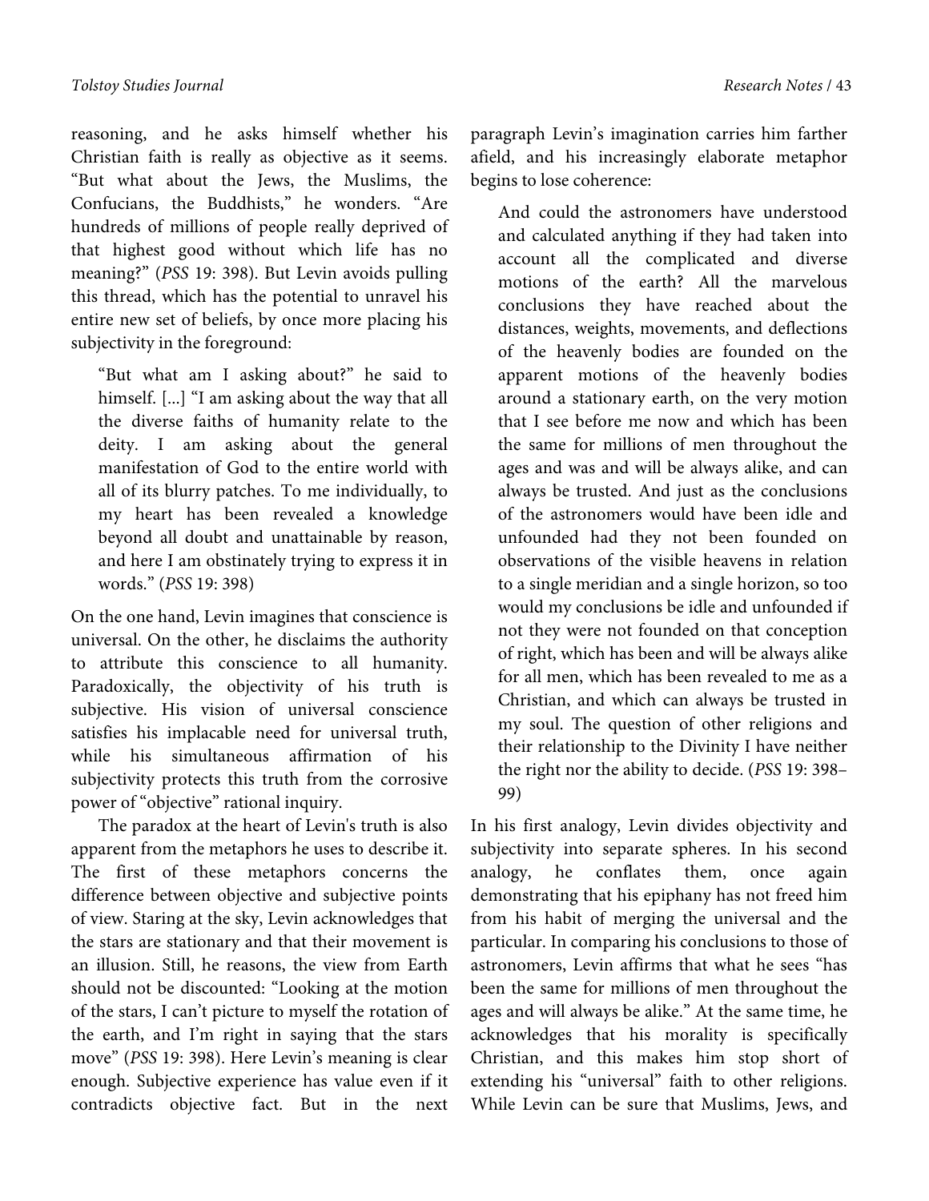reasoning, and he asks himself whether his Christian faith is really as objective as it seems. "But what about the Jews, the Muslims, the Confucians, the Buddhists," he wonders. "Are hundreds of millions of people really deprived of that highest good without which life has no meaning?" (*PSS* 19: 398). But Levin avoids pulling this thread, which has the potential to unravel his entire new set of beliefs, by once more placing his subjectivity in the foreground:

> "But what am I asking about?" he said to himself. [...] "I am asking about the way that all the diverse faiths of humanity relate to the deity. I am asking about the general manifestation of God to the entire world with all of its blurry patches. To me individually, to my heart has been revealed a knowledge beyond all doubt and unattainable by reason, and here I am obstinately trying to express it in words." (*PSS* 19: 398)

On the one hand, Levin imagines that conscience is universal. On the other, he disclaims the authority to attribute this conscience to all humanity. Paradoxically, the objectivity of his truth is subjective. His vision of universal conscience satisfies his implacable need for universal truth, while his simultaneous affirmation of his subjectivity protects this truth from the corrosive power of "objective" rational inquiry.

The paradox at the heart of Levin's truth is also apparent from the metaphors he uses to describe it. The first of these metaphors concerns the difference between objective and subjective points of view. Staring at the sky, Levin acknowledges that the stars are stationary and that their movement is an illusion. Still, he reasons, the view from Earth should not be discounted: "Looking at the motion of the stars, I can't picture to myself the rotation of the earth, and I'm right in saying that the stars move" (*PSS* 19: 398). Here Levin's meaning is clear enough. Subjective experience has value even if it contradicts objective fact. But in the next paragraph Levin's imagination carries him farther afield, and his increasingly elaborate metaphor begins to lose coherence:

> And could the astronomers have understood and calculated anything if they had taken into account all the complicated and diverse motions of the earth? All the marvelous conclusions they have reached about the distances, weights, movements, and deflections of the heavenly bodies are founded on the apparent motions of the heavenly bodies around a stationary earth, on the very motion that I see before me now and which has been the same for millions of men throughout the ages and was and will be always alike, and can always be trusted. And just as the conclusions of the astronomers would have been idle and unfounded had they not been founded on observations of the visible heavens in relation to a single meridian and a single horizon, so too would my conclusions be idle and unfounded if not they were not founded on that conception of right, which has been and will be always alike for all men, which has been revealed to me as a Christian, and which can always be trusted in my soul. The question of other religions and their relationship to the Divinity I have neither the right nor the ability to decide. (*PSS* 19: 398–99)

In his first analogy, Levin divides objectivity and subjectivity into separate spheres. In his second analogy, he conflates them, once again demonstrating that his epiphany has not freed him from his habit of merging the universal and the particular. In comparing his conclusions to those of astronomers, Levin affirms that what he sees "has been the same for millions of men throughout the ages and will always be alike." At the same time, he acknowledges that his morality is specifically Christian, and this makes him stop short of extending his "universal" faith to other religions. While Levin can be sure that Muslims, Jews, and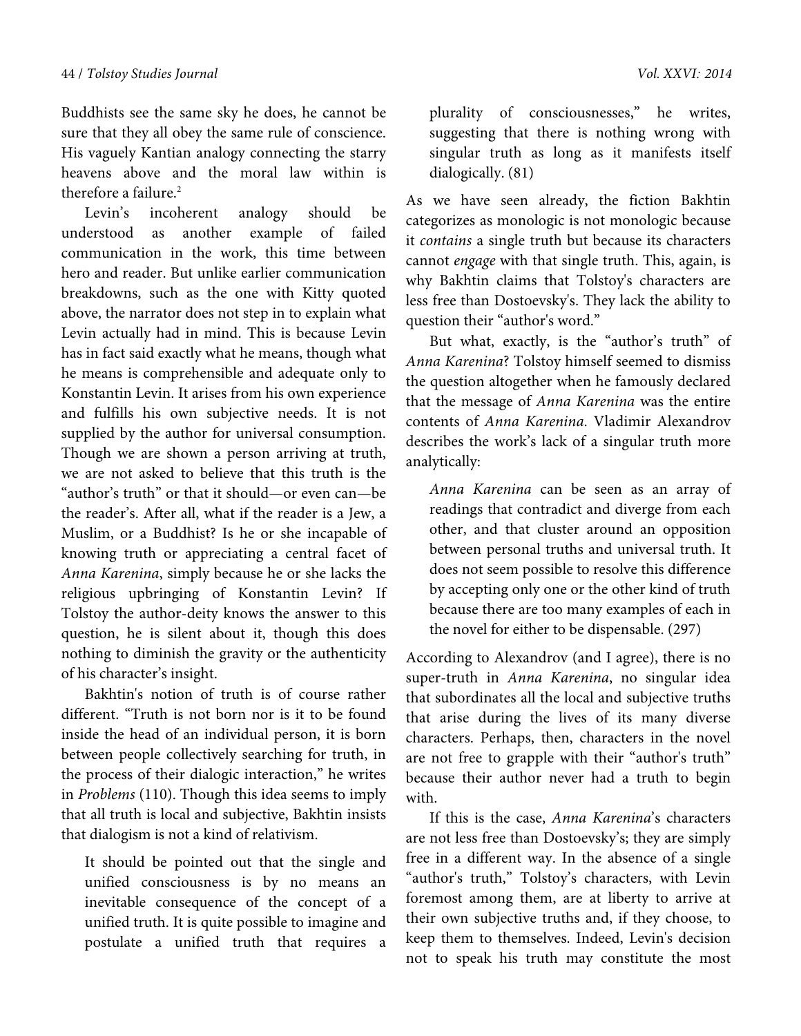Buddhists see the same sky he does, he cannot be sure that they all obey the same rule of conscience. His vaguely Kantian analogy connecting the starry heavens above and the moral law within is therefore a failure.[2]

Levin's incoherent analogy should be understood as another example of failed communication in the work, this time between hero and reader. But unlike earlier communication breakdowns, such as the one with Kitty quoted above, the narrator does not step in to explain what Levin actually had in mind. This is because Levin has in fact said exactly what he means, though what he means is comprehensible and adequate only to Konstantin Levin. It arises from his own experience and fulfills his own subjective needs. It is not supplied by the author for universal consumption. Though we are shown a person arriving at truth, we are not asked to believe that this truth is the "author's truth" or that it should—or even can—be the reader's. After all, what if the reader is a Jew, a Muslim, or a Buddhist? Is he or she incapable of knowing truth or appreciating a central facet of *Anna Karenina*, simply because he or she lacks the religious upbringing of Konstantin Levin? If Tolstoy the author-deity knows the answer to this question, he is silent about it, though this does nothing to diminish the gravity or the authenticity of his character's insight.

Bakhtin's notion of truth is of course rather different. "Truth is not born nor is it to be found inside the head of an individual person, it is born between people collectively searching for truth, in the process of their dialogic interaction," he writes in *Problems* (110). Though this idea seems to imply that all truth is local and subjective, Bakhtin insists that dialogism is not a kind of relativism.

> It should be pointed out that the single and unified consciousness is by no means an inevitable consequence of the concept of a unified truth. It is quite possible to imagine and postulate a unified truth that requires a plurality of consciousnesses," he writes, suggesting that there is nothing wrong with singular truth as long as it manifests itself dialogically. (81)

As we have seen already, the fiction Bakhtin categorizes as monologic is not monologic because it *contains* a single truth but because its characters cannot *engage* with that single truth. This, again, is why Bakhtin claims that Tolstoy's characters are less free than Dostoevsky's. They lack the ability to question their "author's word."

But what, exactly, is the "author's truth" of *Anna Karenina*? Tolstoy himself seemed to dismiss the question altogether when he famously declared that the message of *Anna Karenina* was the entire contents of *Anna Karenina*. Vladimir Alexandrov describes the work's lack of a singular truth more analytically:

> *Anna Karenina* can be seen as an array of readings that contradict and diverge from each other, and that cluster around an opposition between personal truths and universal truth. It does not seem possible to resolve this difference by accepting only one or the other kind of truth because there are too many examples of each in the novel for either to be dispensable. (297)

According to Alexandrov (and I agree), there is no super-truth in *Anna Karenina*, no singular idea that subordinates all the local and subjective truths that arise during the lives of its many diverse characters. Perhaps, then, characters in the novel are not free to grapple with their "author's truth" because their author never had a truth to begin with.

If this is the case, *Anna Karenina*'s characters are not less free than Dostoevsky's; they are simply free in a different way. In the absence of a single "author's truth," Tolstoy's characters, with Levin foremost among them, are at liberty to arrive at their own subjective truths and, if they choose, to keep them to themselves. Indeed, Levin's decision not to speak his truth may constitute the most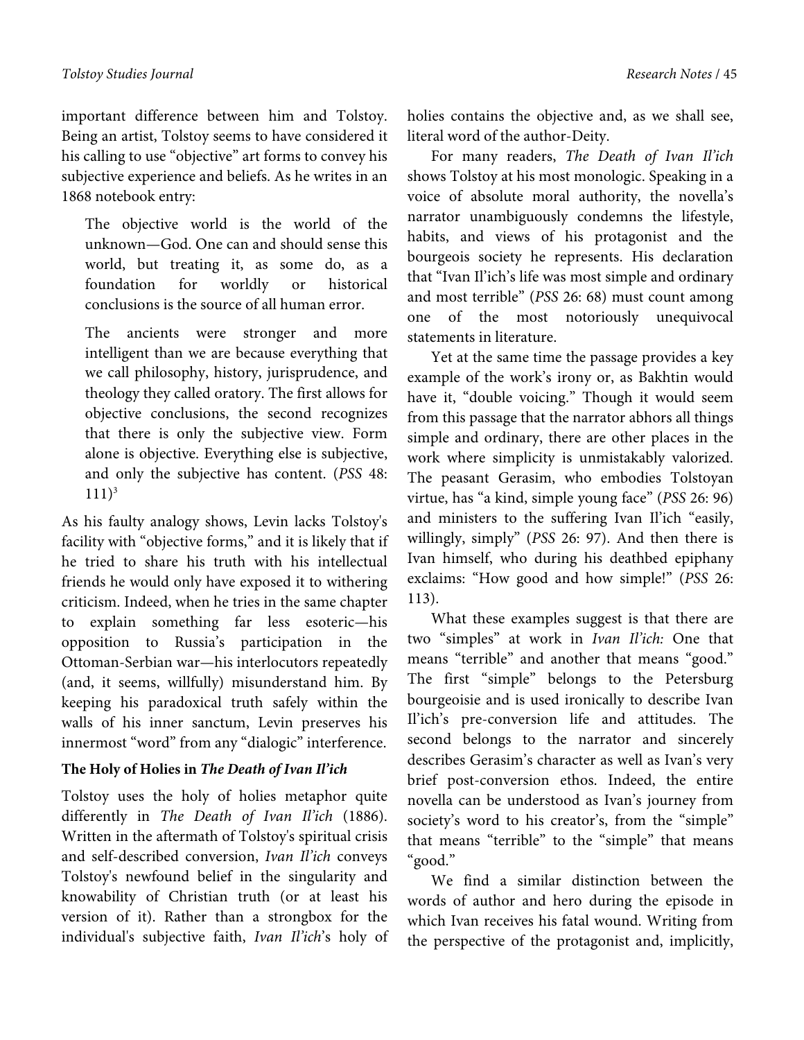important difference between him and Tolstoy. Being an artist, Tolstoy seems to have considered it his calling to use "objective" art forms to convey his subjective experience and beliefs. As he writes in an 1868 notebook entry:

> The objective world is the world of the unknown—God. One can and should sense this world, but treating it, as some do, as a foundation for worldly or historical conclusions is the source of all human error.
>
> The ancients were stronger and more intelligent than we are because everything that we call philosophy, history, jurisprudence, and theology they called oratory. The first allows for objective conclusions, the second recognizes that there is only the subjective view. Form alone is objective. Everything else is subjective, and only the subjective has content. (*PSS* 48: 111)[3]

As his faulty analogy shows, Levin lacks Tolstoy's facility with "objective forms," and it is likely that if he tried to share his truth with his intellectual friends he would only have exposed it to withering criticism. Indeed, when he tries in the same chapter to explain something far less esoteric—his opposition to Russia's participation in the Ottoman-Serbian war—his interlocutors repeatedly (and, it seems, willfully) misunderstand him. By keeping his paradoxical truth safely within the walls of his inner sanctum, Levin preserves his innermost "word" from any "dialogic" interference.

**The Holy of Holies in *The Death of Ivan Il'ich***

Tolstoy uses the holy of holies metaphor quite differently in *The Death of Ivan Il'ich* (1886). Written in the aftermath of Tolstoy's spiritual crisis and self-described conversion, *Ivan Il'ich* conveys Tolstoy's newfound belief in the singularity and knowability of Christian truth (or at least his version of it). Rather than a strongbox for the individual's subjective faith, *Ivan Il'ich*'s holy of holies contains the objective and, as we shall see, literal word of the author-Deity.

For many readers, *The Death of Ivan Il'ich* shows Tolstoy at his most monologic. Speaking in a voice of absolute moral authority, the novella's narrator unambiguously condemns the lifestyle, habits, and views of his protagonist and the bourgeois society he represents. His declaration that "Ivan Il'ich's life was most simple and ordinary and most terrible" (*PSS* 26: 68) must count among one of the most notoriously unequivocal statements in literature.

Yet at the same time the passage provides a key example of the work's irony or, as Bakhtin would have it, "double voicing." Though it would seem from this passage that the narrator abhors all things simple and ordinary, there are other places in the work where simplicity is unmistakably valorized. The peasant Gerasim, who embodies Tolstoyan virtue, has "a kind, simple young face" (*PSS* 26: 96) and ministers to the suffering Ivan Il'ich "easily, willingly, simply" (*PSS* 26: 97). And then there is Ivan himself, who during his deathbed epiphany exclaims: "How good and how simple!" (*PSS* 26: 113).

What these examples suggest is that there are two "simples" at work in *Ivan Il'ich:* One that means "terrible" and another that means "good." The first "simple" belongs to the Petersburg bourgeoisie and is used ironically to describe Ivan Il'ich's pre-conversion life and attitudes. The second belongs to the narrator and sincerely describes Gerasim's character as well as Ivan's very brief post-conversion ethos. Indeed, the entire novella can be understood as Ivan's journey from society's word to his creator's, from the "simple" that means "terrible" to the "simple" that means "good."

We find a similar distinction between the words of author and hero during the episode in which Ivan receives his fatal wound. Writing from the perspective of the protagonist and, implicitly,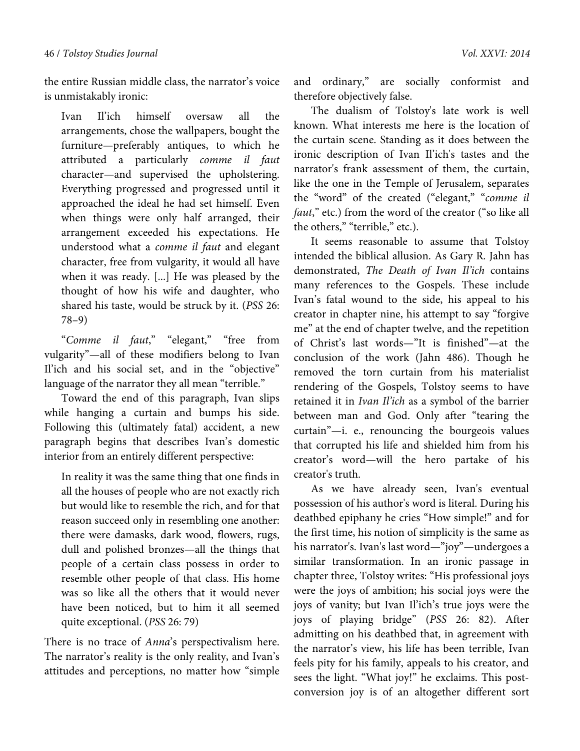the entire Russian middle class, the narrator's voice is unmistakably ironic:

> Ivan Il'ich himself oversaw all the arrangements, chose the wallpapers, bought the furniture—preferably antiques, to which he attributed a particularly *comme il faut* character—and supervised the upholstering. Everything progressed and progressed until it approached the ideal he had set himself. Even when things were only half arranged, their arrangement exceeded his expectations. He understood what a *comme il faut* and elegant character, free from vulgarity, it would all have when it was ready. [...] He was pleased by the thought of how his wife and daughter, who shared his taste, would be struck by it. (*PSS* 26: 78–9)

"*Comme il faut*," "elegant," "free from vulgarity"—all of these modifiers belong to Ivan Il'ich and his social set, and in the "objective" language of the narrator they all mean "terrible."

Toward the end of this paragraph, Ivan slips while hanging a curtain and bumps his side. Following this (ultimately fatal) accident, a new paragraph begins that describes Ivan's domestic interior from an entirely different perspective:

> In reality it was the same thing that one finds in all the houses of people who are not exactly rich but would like to resemble the rich, and for that reason succeed only in resembling one another: there were damasks, dark wood, flowers, rugs, dull and polished bronzes—all the things that people of a certain class possess in order to resemble other people of that class. His home was so like all the others that it would never have been noticed, but to him it all seemed quite exceptional. (*PSS* 26: 79)

There is no trace of *Anna*'s perspectivalism here. The narrator's reality is the only reality, and Ivan's attitudes and perceptions, no matter how "simple and ordinary," are socially conformist and therefore objectively false.

The dualism of Tolstoy's late work is well known. What interests me here is the location of the curtain scene. Standing as it does between the ironic description of Ivan Il'ich's tastes and the narrator's frank assessment of them, the curtain, like the one in the Temple of Jerusalem, separates the "word" of the created ("elegant," "*comme il faut*," etc.) from the word of the creator ("so like all the others," "terrible," etc.).

It seems reasonable to assume that Tolstoy intended the biblical allusion. As Gary R. Jahn has demonstrated, *The Death of Ivan Il'ich* contains many references to the Gospels. These include Ivan's fatal wound to the side, his appeal to his creator in chapter nine, his attempt to say "forgive me" at the end of chapter twelve, and the repetition of Christ's last words—"It is finished"—at the conclusion of the work (Jahn 486). Though he removed the torn curtain from his materialist rendering of the Gospels, Tolstoy seems to have retained it in *Ivan Il'ich* as a symbol of the barrier between man and God. Only after "tearing the curtain"—i. e., renouncing the bourgeois values that corrupted his life and shielded him from his creator's word—will the hero partake of his creator's truth.

As we have already seen, Ivan's eventual possession of his author's word is literal. During his deathbed epiphany he cries "How simple!" and for the first time, his notion of simplicity is the same as his narrator's. Ivan's last word—"joy"—undergoes a similar transformation. In an ironic passage in chapter three, Tolstoy writes: "His professional joys were the joys of ambition; his social joys were the joys of vanity; but Ivan Il'ich's true joys were the joys of playing bridge" (*PSS* 26: 82). After admitting on his deathbed that, in agreement with the narrator's view, his life has been terrible, Ivan feels pity for his family, appeals to his creator, and sees the light. "What joy!" he exclaims. This post-conversion joy is of an altogether different sort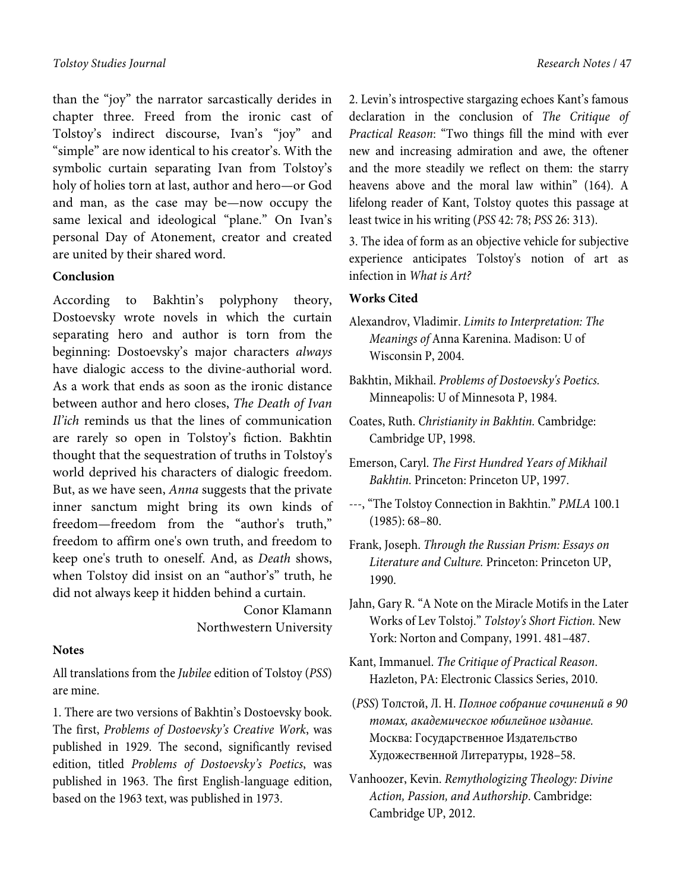than the "joy" the narrator sarcastically derides in chapter three. Freed from the ironic cast of Tolstoy's indirect discourse, Ivan's "joy" and "simple" are now identical to his creator's. With the symbolic curtain separating Ivan from Tolstoy's holy of holies torn at last, author and hero—or God and man, as the case may be—now occupy the same lexical and ideological "plane." On Ivan's personal Day of Atonement, creator and created are united by their shared word.

**Conclusion**

According to Bakhtin's polyphony theory, Dostoevsky wrote novels in which the curtain separating hero and author is torn from the beginning: Dostoevsky's major characters *always* have dialogic access to the divine-authorial word. As a work that ends as soon as the ironic distance between author and hero closes, *The Death of Ivan Il'ich* reminds us that the lines of communication are rarely so open in Tolstoy's fiction. Bakhtin thought that the sequestration of truths in Tolstoy's world deprived his characters of dialogic freedom. But, as we have seen, *Anna* suggests that the private inner sanctum might bring its own kinds of freedom—freedom from the "author's truth," freedom to affirm one's own truth, and freedom to keep one's truth to oneself. And, as *Death* shows, when Tolstoy did insist on an "author's" truth, he did not always keep it hidden behind a curtain.

Conor Klamann
Northwestern University

**Notes**

All translations from the *Jubilee* edition of Tolstoy (*PSS*) are mine.

1. There are two versions of Bakhtin's Dostoevsky book. The first, *Problems of Dostoevsky's Creative Work*, was published in 1929. The second, significantly revised edition, titled *Problems of Dostoevsky's Poetics*, was published in 1963. The first English-language edition, based on the 1963 text, was published in 1973.

2. Levin's introspective stargazing echoes Kant's famous declaration in the conclusion of *The Critique of Practical Reason*: "Two things fill the mind with ever new and increasing admiration and awe, the oftener and the more steadily we reflect on them: the starry heavens above and the moral law within" (164). A lifelong reader of Kant, Tolstoy quotes this passage at least twice in his writing (*PSS* 42: 78; *PSS* 26: 313).

3. The idea of form as an objective vehicle for subjective experience anticipates Tolstoy's notion of art as infection in *What is Art?*

**Works Cited**

Alexandrov, Vladimir. *Limits to Interpretation: The Meanings of* Anna Karenina. Madison: U of Wisconsin P, 2004.

Bakhtin, Mikhail. *Problems of Dostoevsky's Poetics.* Minneapolis: U of Minnesota P, 1984.

Coates, Ruth. *Christianity in Bakhtin.* Cambridge: Cambridge UP, 1998.

Emerson, Caryl. *The First Hundred Years of Mikhail Bakhtin.* Princeton: Princeton UP, 1997.

---, "The Tolstoy Connection in Bakhtin." *PMLA* 100.1 (1985): 68–80.

Frank, Joseph. *Through the Russian Prism: Essays on Literature and Culture.* Princeton: Princeton UP, 1990.

Jahn, Gary R. "A Note on the Miracle Motifs in the Later Works of Lev Tolstoj." *Tolstoy's Short Fiction.* New York: Norton and Company, 1991. 481–487.

Kant, Immanuel. *The Critique of Practical Reason*. Hazleton, PA: Electronic Classics Series, 2010.

(*PSS*) Толстой, Л. Н. *Полное собрание сочинений в 90 томах, академическое юбилейное издание.* Москва: Государственное Издательство Художественной Литературы, 1928–58.

Vanhoozer, Kevin. *Remythologizing Theology: Divine Action, Passion, and Authorship*. Cambridge: Cambridge UP, 2012.